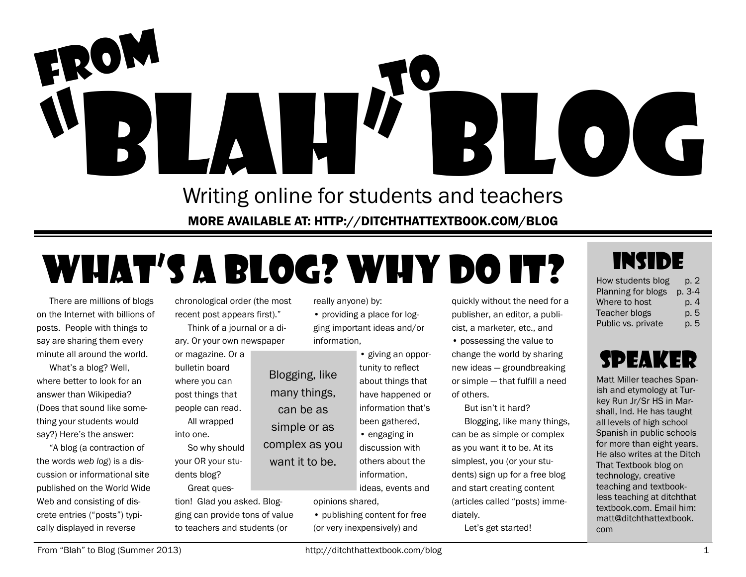// ... existing code ...

# From "Blah" to Blog

Writing online for students and teachers

**MORE AVAILABLE AT: HTTP://DITCHTHATTEXTBOOK.COM/BLOG**

## What's a blog? Why do it?

There are millions of blogs on the Internet with billions of posts. People with things to say are sharing them every minute all around the world.

What's a blog? Well, where better to look for an answer than Wikipedia? (Does that sound like something your students would say?) Here's the answer:

"A blog (a contraction of the words *web log*) is a discussion or informational site published on the World Wide Web and consisting of discrete entries ("posts") typically displayed in reverse chronological order (the most recent post appears first)."

Think of a journal or a diary. Or your own newspaper or magazine. Or a bulletin board where you can post things that people can read.

All wrapped into one.

So why should your OR your students blog?

Great question! Glad you asked. Blogging can provide tons of value to teachers and students (or really anyone) by:

- providing a place for logging important ideas and/or information,
- giving an opportunity to reflect about things that have happened or information that's been gathered,
- engaging in discussion with others about the information, ideas, events and opinions shared,
- publishing content for free (or very inexpensively) and quickly without the need for a publisher, an editor, a publicist, a marketer, etc., and
- possessing the value to change the world by sharing new ideas — groundbreaking or simple — that fulfill a need of others.

> Blogging, like many things, can be as simple or as complex as you want it to be.

But isn't it hard?

Blogging, like many things, can be as simple or complex as you want it to be. At its simplest, you (or your students) sign up for a free blog and start creating content (articles called "posts") immediately.

Let's get started!

## Inside

| | |
|---|---|
| How students blog | p. 2 |
| Planning for blogs | p. 3-4 |
| Where to host | p. 4 |
| Teacher blogs | p. 5 |
| Public vs. private | p. 5 |

## Speaker

Matt Miller teaches Spanish and etymology at Turkey Run Jr/Sr HS in Marshall, Ind. He has taught all levels of high school Spanish in public schools for more than eight years. He also writes at the Ditch That Textbook blog on technology, creative teaching and textbook-less teaching at ditchthat textbook.com. Email him: matt@ditchthattextbook.com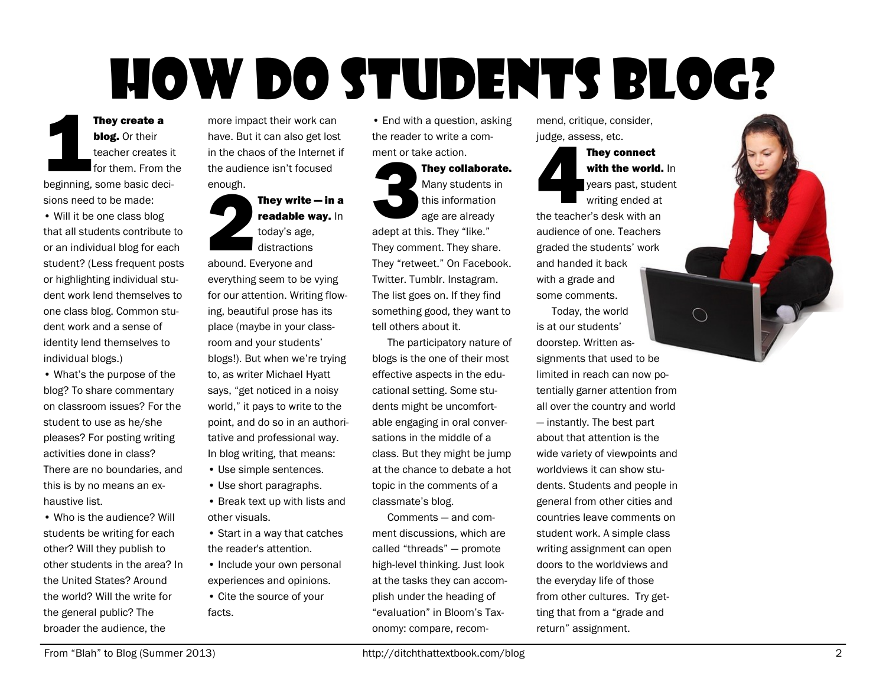# How Do Students Blog?

**1 They create a blog.** Or their teacher creates it for them. From the beginning, some basic decisions need to be made:

- Will it be one class blog that all students contribute to or an individual blog for each student? (Less frequent posts or highlighting individual student work lend themselves to one class blog. Common student work and a sense of identity lend themselves to individual blogs.)
- What's the purpose of the blog? To share commentary on classroom issues? For the student to use as he/she pleases? For posting writing activities done in class? There are no boundaries, and this is by no means an exhaustive list.
- Who is the audience? Will students be writing for each other? Will they publish to other students in the area? In the United States? Around the world? Will the write for the general public? The broader the audience, the more impact their work can have. But it can also get lost in the chaos of the Internet if the audience isn't focused enough.

**2 They write — in a readable way.** In today's age, distractions abound. Everyone and everything seem to be vying for our attention. Writing flowing, beautiful prose has its place (maybe in your classroom and your students' blogs!). But when we're trying to, as writer Michael Hyatt says, "get noticed in a noisy world," it pays to write to the point, and do so in an authoritative and professional way. In blog writing, that means:

- Use simple sentences.
- Use short paragraphs.
- Break text up with lists and other visuals.
- Start in a way that catches the reader's attention.
- Include your own personal experiences and opinions.
- Cite the source of your facts.
- End with a question, asking the reader to write a comment or take action.

**3 They collaborate.** Many students in this information age are already adept at this. They "like." They comment. They share. They "retweet." On Facebook. Twitter. Tumblr. Instagram. The list goes on. If they find something good, they want to tell others about it.

The participatory nature of blogs is the one of their most effective aspects in the educational setting. Some students might be uncomfortable engaging in oral conversations in the middle of a class. But they might be jump at the chance to debate a hot topic in the comments of a classmate's blog.

Comments — and comment discussions, which are called "threads" — promote high-level thinking. Just look at the tasks they can accomplish under the heading of "evaluation" in Bloom's Taxonomy: compare, recommend, critique, consider, judge, assess, etc.

**4 They connect with the world.** In years past, student writing ended at the teacher's desk with an audience of one. Teachers graded the students' work and handed it back with a grade and some comments.

Today, the world is at our students' doorstep. Written assignments that used to be limited in reach can now potentially garner attention from all over the country and world — instantly. The best part about that attention is the wide variety of viewpoints and worldviews it can show students. Students and people in general from other cities and countries leave comments on student work. A simple class writing assignment can open doors to the worldviews and the everyday life of those from other cultures. Try getting that from a "grade and return" assignment.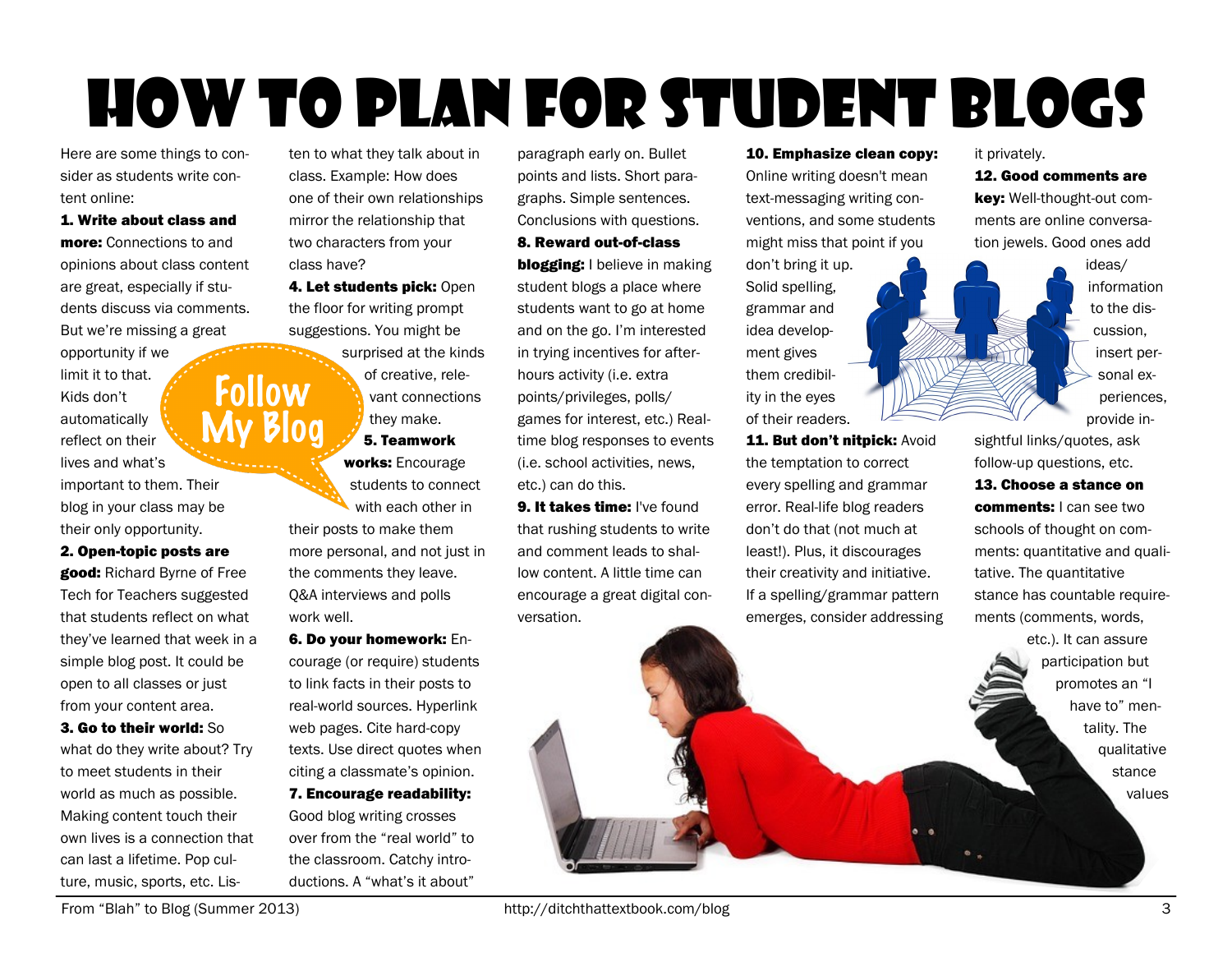# How to Plan for Student Blogs

Here are some things to consider as students write content online:

**1. Write about class and more:** Connections to and opinions about class content are great, especially if students discuss via comments. But we're missing a great opportunity if we limit it to that. Kids don't automatically reflect on their lives and what's important to them. Their blog in your class may be their only opportunity.

Follow My Blog

**2. Open-topic posts are good:** Richard Byrne of Free Tech for Teachers suggested that students reflect on what they've learned that week in a simple blog post. It could be open to all classes or just from your content area.

**3. Go to their world:** So what do they write about? Try to meet students in their world as much as possible. Making content touch their own lives is a connection that can last a lifetime. Pop culture, music, sports, etc. Listen to what they talk about in class. Example: How does one of their own relationships mirror the relationship that two characters from your class have?

**4. Let students pick:** Open the floor for writing prompt suggestions. You might be surprised at the kinds of creative, relevant connections they make.

**5. Teamwork works:** Encourage students to connect with each other in their posts to make them more personal, and not just in the comments they leave. Q&A interviews and polls work well.

**6. Do your homework:** Encourage (or require) students to link facts in their posts to real-world sources. Hyperlink web pages. Cite hard-copy texts. Use direct quotes when citing a classmate's opinion.

**7. Encourage readability:** Good blog writing crosses over from the "real world" to the classroom. Catchy introductions. A "what's it about" paragraph early on. Bullet points and lists. Short paragraphs. Simple sentences. Conclusions with questions.

**8. Reward out-of-class blogging:** I believe in making student blogs a place where students want to go at home and on the go. I'm interested in trying incentives for after-hours activity (i.e. extra points/privileges, polls/games for interest, etc.) Real-time blog responses to events (i.e. school activities, news, etc.) can do this.

**9. It takes time:** I've found that rushing students to write and comment leads to shallow content. A little time can encourage a great digital conversation.

**10. Emphasize clean copy:** Online writing doesn't mean text-messaging writing conventions, and some students might miss that point if you don't bring it up. Solid spelling, grammar and idea development gives them credibility in the eyes of their readers.

**11. But don't nitpick:** Avoid the temptation to correct every spelling and grammar error. Real-life blog readers don't do that (not much at least!). Plus, it discourages their creativity and initiative. If a spelling/grammar pattern emerges, consider addressing it privately.

**12. Good comments are key:** Well-thought-out comments are online conversation jewels. Good ones add ideas/information to the discussion, insert personal experiences, provide insightful links/quotes, ask follow-up questions, etc.

**13. Choose a stance on comments:** I can see two schools of thought on comments: quantitative and qualitative. The quantitative stance has countable requirements (comments, words, etc.). It can assure participation but promotes an "I have to" mentality. The qualitative stance values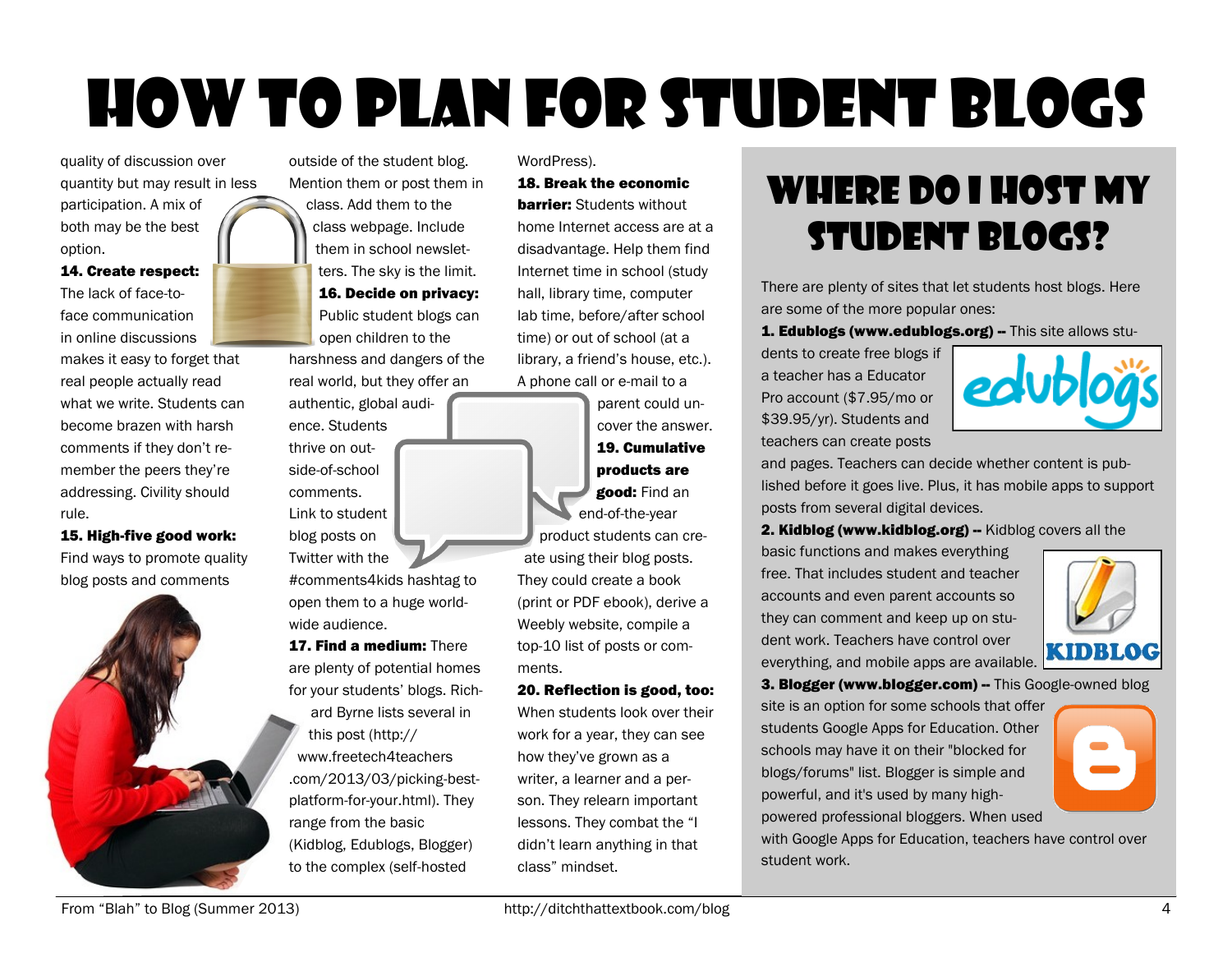# How to Plan for Student Blogs

quality of discussion over quantity but may result in less participation. A mix of both may be the best option.

**14. Create respect:** The lack of face-to-face communication in online discussions makes it easy to forget that real people actually read what we write. Students can become brazen with harsh comments if they don't remember the peers they're addressing. Civility should rule.

**15. High-five good work:** Find ways to promote quality blog posts and comments outside of the student blog. Mention them or post them in class. Add them to the class webpage. Include them in school newsletters. The sky is the limit.

**16. Decide on privacy:** Public student blogs can open children to the harshness and dangers of the real world, but they offer an authentic, global audience. Students thrive on out-side-of-school comments. Link to student blog posts on Twitter with the #comments4kids hashtag to open them to a huge world-wide audience.

**17. Find a medium:** There are plenty of potential homes for your students' blogs. Richard Byrne lists several in this post (http://www.freetech4teachers.com/2013/03/picking-best-platform-for-your.html). They range from the basic (Kidblog, Edublogs, Blogger) to the complex (self-hosted WordPress).

**18. Break the economic barrier:** Students without home Internet access are at a disadvantage. Help them find Internet time in school (study hall, library time, computer lab time, before/after school time) or out of school (at a library, a friend's house, etc.). A phone call or e-mail to a parent could uncover the answer.

**19. Cumulative products are good:** Find an end-of-the-year product students can create using their blog posts. They could create a book (print or PDF ebook), derive a Weebly website, compile a top-10 list of posts or comments.

**20. Reflection is good, too:** When students look over their work for a year, they can see how they've grown as a writer, a learner and a person. They relearn important lessons. They combat the "I didn't learn anything in that class" mindset.

## Where do I host my student blogs?

There are plenty of sites that let students host blogs. Here are some of the more popular ones:

**1. Edublogs (www.edublogs.org) --** This site allows students to create free blogs if a teacher has a Educator Pro account ($7.95/mo or $39.95/yr). Students and teachers can create posts and pages. Teachers can decide whether content is published before it goes live. Plus, it has mobile apps to support posts from several digital devices.

**2. Kidblog (www.kidblog.org) --** Kidblog covers all the basic functions and makes everything free. That includes student and teacher accounts and even parent accounts so they can comment and keep up on student work. Teachers have control over everything, and mobile apps are available.

**3. Blogger (www.blogger.com) --** This Google-owned blog site is an option for some schools that offer students Google Apps for Education. Other schools may have it on their "blocked for blogs/forums" list. Blogger is simple and powerful, and it's used by many high-powered professional bloggers. When used with Google Apps for Education, teachers have control over student work.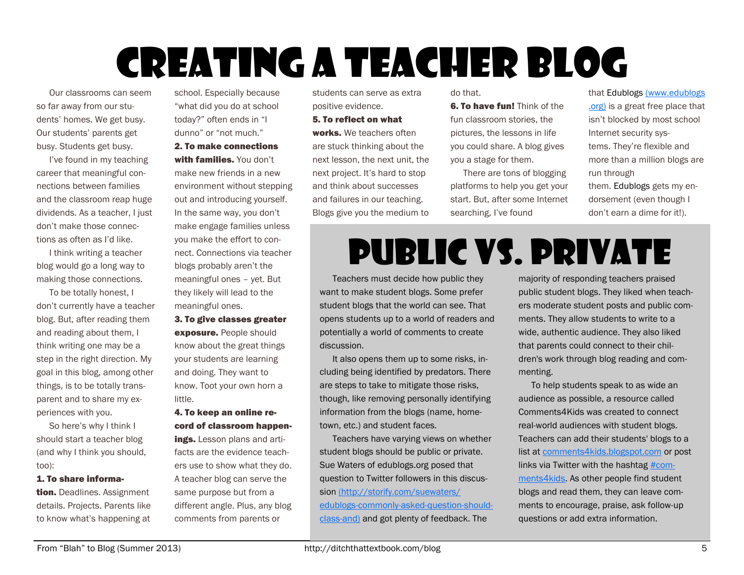# Creating a Teacher Blog

Our classrooms can seem so far away from our students' homes. We get busy. Our students' parents get busy. Students get busy.

I've found in my teaching career that meaningful connections between families and the classroom reap huge dividends. As a teacher, I just don't make those connections as often as I'd like.

I think writing a teacher blog would go a long way to making those connections.

To be totally honest, I don't currently have a teacher blog. But, after reading them and reading about them, I think writing one may be a step in the right direction. My goal in this blog, among other things, is to be totally transparent and to share my experiences with you.

So here's why I think I should start a teacher blog (and why I think you should, too):

**1. To share information.** Deadlines. Assignment details. Projects. Parents like to know what's happening at school. Especially because "what did you do at school today?" often ends in "I dunno" or "not much."

**2. To make connections with families.** You don't make new friends in a new environment without stepping out and introducing yourself. In the same way, you don't make engage families unless you make the effort to connect. Connections via teacher blogs probably aren't the meaningful ones – yet. But they likely will lead to the meaningful ones.

**3. To give classes greater exposure.** People should know about the great things your students are learning and doing. They want to know. Toot your own horn a little.

**4. To keep an online record of classroom happenings.** Lesson plans and artifacts are the evidence teachers use to show what they do. A teacher blog can serve the same purpose but from a different angle. Plus, any blog comments from parents or students can serve as extra positive evidence.

**5. To reflect on what works.** We teachers often are stuck thinking about the next lesson, the next unit, the next project. It's hard to stop and think about successes and failures in our teaching. Blogs give you the medium to do that.

**6. To have fun!** Think of the fun classroom stories, the pictures, the lessons in life you could share. A blog gives you a stage for them.

There are tons of blogging platforms to help you get your start. But, after some Internet searching, I've found that Edublogs (www.edublogs.org) is a great free place that isn't blocked by most school Internet security systems. They're flexible and more than a million blogs are run through them. Edublogs gets my endorsement (even though I don't earn a dime for it!).

# Public vs. Private

Teachers must decide how public they want to make student blogs. Some prefer student blogs that the world can see. That opens students up to a world of readers and potentially a world of comments to create discussion.

It also opens them up to some risks, including being identified by predators. There are steps to take to mitigate those risks, though, like removing personally identifying information from the blogs (name, hometown, etc.) and student faces.

Teachers have varying views on whether student blogs should be public or private. Sue Waters of edublogs.org posed that question to Twitter followers in this discussion (http://storify.com/suewaters/edublogs-commonly-asked-question-should-class-and) and got plenty of feedback. The majority of responding teachers praised public student blogs. They liked when teachers moderate student posts and public comments. They allow students to write to a wide, authentic audience. They also liked that parents could connect to their children's work through blog reading and commenting.

To help students speak to as wide an audience as possible, a resource called Comments4Kids was created to connect real-world audiences with student blogs. Teachers can add their students' blogs to a list at comments4kids.blogspot.com or post links via Twitter with the hashtag #comments4kids. As other people find student blogs and read them, they can leave comments to encourage, praise, ask follow-up questions or add extra information.